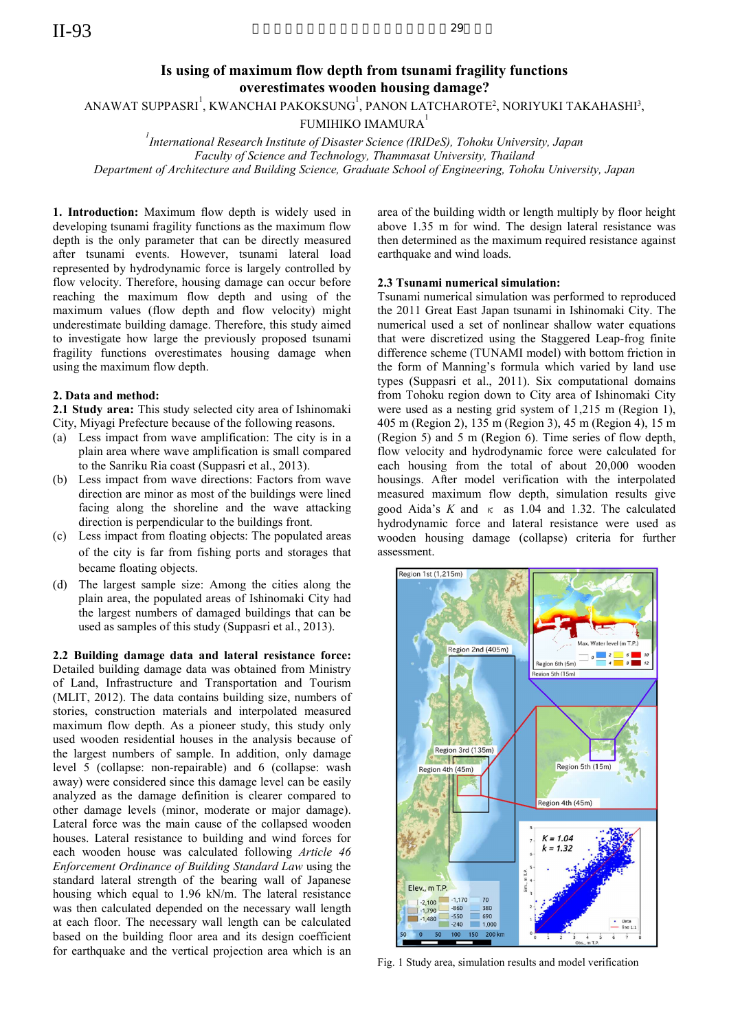# Is using of maximum flow depth from tsunami fragility functions overestimates wooden housing damage?

ANAWAT SUPPASRI[1], KWANCHAI PAKOKSUNG[1], PANON LATCHAROTE[2], NORIYUKI TAKAHASHI[3], FUMIHIKO IMAMURA[1]

[1] *International Research Institute of Disaster Science (IRIDeS), Tohoku University, Japan*
*Faculty of Science and Technology, Thammasat University, Thailand*
*Department of Architecture and Building Science, Graduate School of Engineering, Tohoku University, Japan*

**1. Introduction:** Maximum flow depth is widely used in developing tsunami fragility functions as the maximum flow depth is the only parameter that can be directly measured after tsunami events. However, tsunami lateral load represented by hydrodynamic force is largely controlled by flow velocity. Therefore, housing damage can occur before reaching the maximum flow depth and using of the maximum values (flow depth and flow velocity) might underestimate building damage. Therefore, this study aimed to investigate how large the previously proposed tsunami fragility functions overestimates housing damage when using the maximum flow depth.

**2. Data and method:**

**2.1 Study area:** This study selected city area of Ishinomaki City, Miyagi Prefecture because of the following reasons.

(a) Less impact from wave amplification: The city is in a plain area where wave amplification is small compared to the Sanriku Ria coast (Suppasri et al., 2013).
(b) Less impact from wave directions: Factors from wave direction are minor as most of the buildings were lined facing along the shoreline and the wave attacking direction is perpendicular to the buildings front.
(c) Less impact from floating objects: The populated areas of the city is far from fishing ports and storages that became floating objects.
(d) The largest sample size: Among the cities along the plain area, the populated areas of Ishinomaki City had the largest numbers of damaged buildings that can be used as samples of this study (Suppasri et al., 2013).

**2.2 Building damage data and lateral resistance force:** Detailed building damage data was obtained from Ministry of Land, Infrastructure and Transportation and Tourism (MLIT, 2012). The data contains building size, numbers of stories, construction materials and interpolated measured maximum flow depth. As a pioneer study, this study only used wooden residential houses in the analysis because of the largest numbers of sample. In addition, only damage level 5 (collapse: non-repairable) and 6 (collapse: wash away) were considered since this damage level can be easily analyzed as the damage definition is clearer compared to other damage levels (minor, moderate or major damage). Lateral force was the main cause of the collapsed wooden houses. Lateral resistance to building and wind forces for each wooden house was calculated following *Article 46 Enforcement Ordinance of Building Standard Law* using the standard lateral strength of the bearing wall of Japanese housing which equal to 1.96 kN/m. The lateral resistance was then calculated depended on the necessary wall length at each floor. The necessary wall length can be calculated based on the building floor area and its design coefficient for earthquake and the vertical projection area which is an area of the building width or length multiply by floor height above 1.35 m for wind. The design lateral resistance was then determined as the maximum required resistance against earthquake and wind loads.

**2.3 Tsunami numerical simulation:** Tsunami numerical simulation was performed to reproduced the 2011 Great East Japan tsunami in Ishinomaki City. The numerical used a set of nonlinear shallow water equations that were discretized using the Staggered Leap-frog finite difference scheme (TUNAMI model) with bottom friction in the form of Manning's formula which varied by land use types (Suppasri et al., 2011). Six computational domains from Tohoku region down to City area of Ishinomaki City were used as a nesting grid system of 1,215 m (Region 1), 405 m (Region 2), 135 m (Region 3), 45 m (Region 4), 15 m (Region 5) and 5 m (Region 6). Time series of flow depth, flow velocity and hydrodynamic force were calculated for each housing from the total of about 20,000 wooden housings. After model verification with the interpolated measured maximum flow depth, simulation results give good Aida's $K$ and $\kappa$ as 1.04 and 1.32. The calculated hydrodynamic force and lateral resistance were used as wooden housing damage (collapse) criteria for further assessment.

Fig. 1 Study area, simulation results and model verification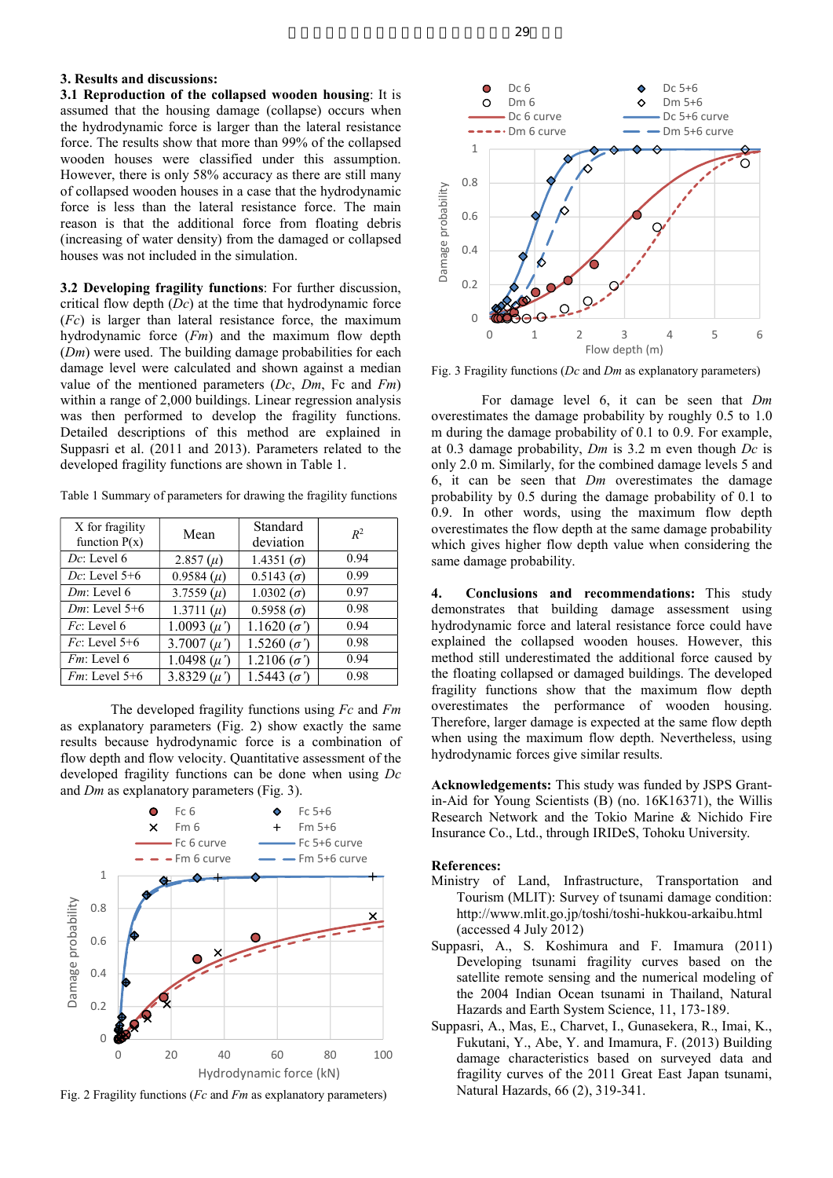## 3. Results and discussions:

**3.1 Reproduction of the collapsed wooden housing**: It is assumed that the housing damage (collapse) occurs when the hydrodynamic force is larger than the lateral resistance force. The results show that more than 99% of the collapsed wooden houses were classified under this assumption. However, there is only 58% accuracy as there are still many of collapsed wooden houses in a case that the hydrodynamic force is less than the lateral resistance force. The main reason is that the additional force from floating debris (increasing of water density) from the damaged or collapsed houses was not included in the simulation.

**3.2 Developing fragility functions**: For further discussion, critical flow depth (*Dc*) at the time that hydrodynamic force (*Fc*) is larger than lateral resistance force, the maximum hydrodynamic force (*Fm*) and the maximum flow depth (*Dm*) were used. The building damage probabilities for each damage level were calculated and shown against a median value of the mentioned parameters (*Dc*, *Dm*, Fc and *Fm*) within a range of 2,000 buildings. Linear regression analysis was then performed to develop the fragility functions. Detailed descriptions of this method are explained in Suppasri et al. (2011 and 2013). Parameters related to the developed fragility functions are shown in Table 1.

Table 1 Summary of parameters for drawing the fragility functions

| X for fragility function P(x) | Mean | Standard deviation | $R^2$ |
|---|---|---|---|
| *Dc*: Level 6 | 2.857 ($\mu$) | 1.4351 ($\sigma$) | 0.94 |
| *Dc*: Level 5+6 | 0.9584 ($\mu$) | 0.5143 ($\sigma$) | 0.99 |
| *Dm*: Level 6 | 3.7559 ($\mu$) | 1.0302 ($\sigma$) | 0.97 |
| *Dm*: Level 5+6 | 1.3711 ($\mu$) | 0.5958 ($\sigma$) | 0.98 |
| *Fc*: Level 6 | 1.0093 ($\mu'$) | 1.1620 ($\sigma'$) | 0.94 |
| *Fc*: Level 5+6 | 3.7007 ($\mu'$) | 1.5260 ($\sigma'$) | 0.98 |
| *Fm*: Level 6 | 1.0498 ($\mu'$) | 1.2106 ($\sigma'$) | 0.94 |
| *Fm*: Level 5+6 | 3.8329 ($\mu'$) | 1.5443 ($\sigma'$) | 0.98 |

The developed fragility functions using *Fc* and *Fm* as explanatory parameters (Fig. 2) show exactly the same results because hydrodynamic force is a combination of flow depth and flow velocity. Quantitative assessment of the developed fragility functions can be done when using *Dc* and *Dm* as explanatory parameters (Fig. 3).

Fc 6
Fm 6
Fc 6 curve
Fm 6 curve
Fc 5+6
Fm 5+6
Fc 5+6 curve
Fm 5+6 curve
Damage probability
0
0.2
0.4
0.6
0.8
1
0
20
40
60
80
100
Hydrodynamic force (kN)

Fig. 2 Fragility functions (*Fc* and *Fm* as explanatory parameters)

Dc 6
Dm 6
Dc 6 curve
Dm 6 curve
Dc 5+6
Dm 5+6
Dc 5+6 curve
Dm 5+6 curve
Damage probability
0
0.2
0.4
0.6
0.8
1
0
1
2
3
4
5
6
Flow depth (m)

Fig. 3 Fragility functions (*Dc* and *Dm* as explanatory parameters)

For damage level 6, it can be seen that *Dm* overestimates the damage probability by roughly 0.5 to 1.0 m during the damage probability of 0.1 to 0.9. For example, at 0.3 damage probability, *Dm* is 3.2 m even though *Dc* is only 2.0 m. Similarly, for the combined damage levels 5 and 6, it can be seen that *Dm* overestimates the damage probability by 0.5 during the damage probability of 0.1 to 0.9. In other words, using the maximum flow depth overestimates the flow depth at the same damage probability which gives higher flow depth value when considering the same damage probability.

## 4. Conclusions and recommendations:

This study demonstrates that building damage assessment using hydrodynamic force and lateral resistance force could have explained the collapsed wooden houses. However, this method still underestimated the additional force caused by the floating collapsed or damaged buildings. The developed fragility functions show that the maximum flow depth overestimates the performance of wooden housing. Therefore, larger damage is expected at the same flow depth when using the maximum flow depth. Nevertheless, using hydrodynamic forces give similar results.

**Acknowledgements:** This study was funded by JSPS Grant-in-Aid for Young Scientists (B) (no. 16K16371), the Willis Research Network and the Tokio Marine & Nichido Fire Insurance Co., Ltd., through IRIDeS, Tohoku University.

## References:

Ministry of Land, Infrastructure, Transportation and Tourism (MLIT): Survey of tsunami damage condition: http://www.mlit.go.jp/toshi/toshi-hukkou-arkaibu.html (accessed 4 July 2012)

Suppasri, A., S. Koshimura and F. Imamura (2011) Developing tsunami fragility curves based on the satellite remote sensing and the numerical modeling of the 2004 Indian Ocean tsunami in Thailand, Natural Hazards and Earth System Science, 11, 173-189.

Suppasri, A., Mas, E., Charvet, I., Gunasekera, R., Imai, K., Fukutani, Y., Abe, Y. and Imamura, F. (2013) Building damage characteristics based on surveyed data and fragility curves of the 2011 Great East Japan tsunami, Natural Hazards, 66 (2), 319-341.